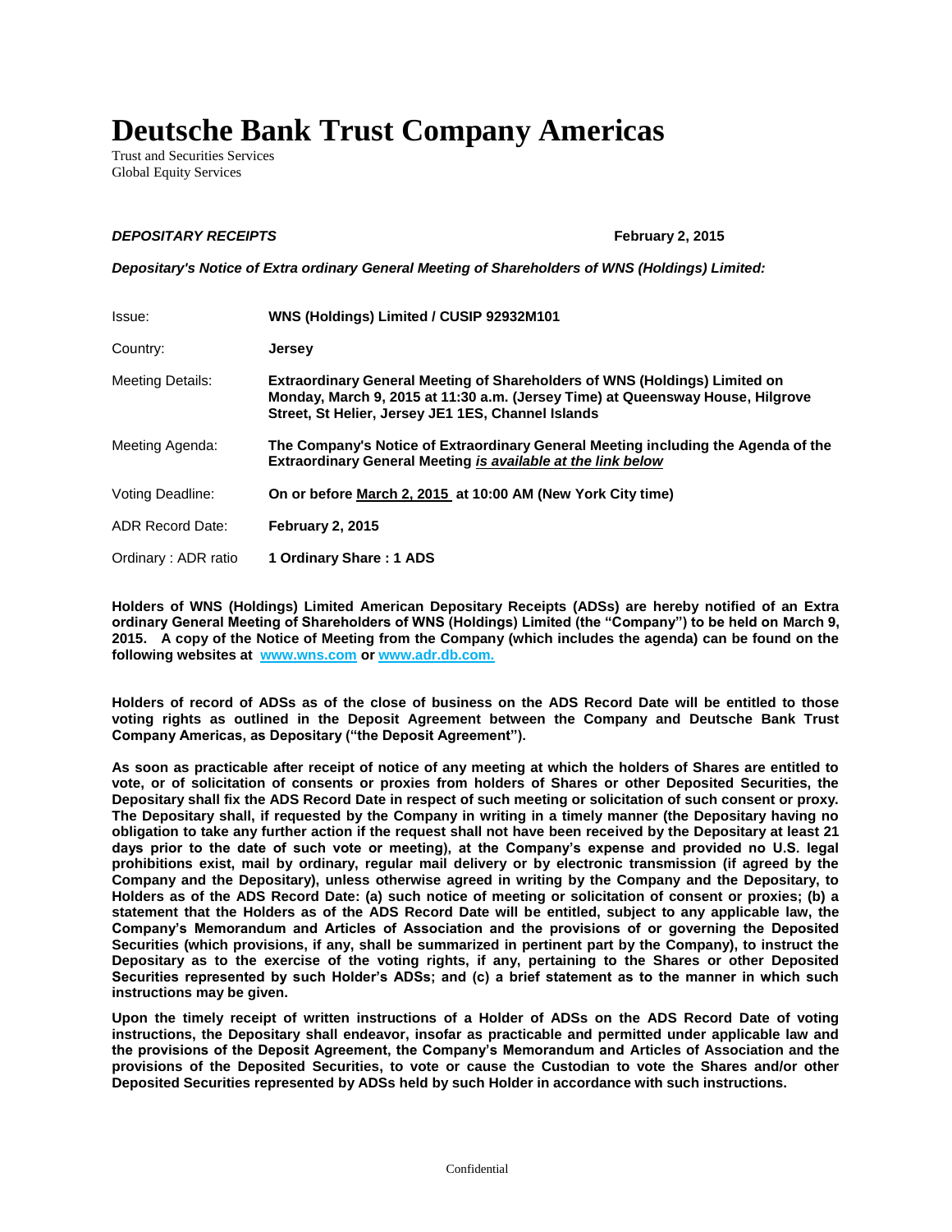# Deutsche Bank Trust Company Americas

Trust and Securities Services
Global Equity Services

***DEPOSITARY RECEIPTS*** **February 2, 2015**

***Depositary's Notice of Extra ordinary General Meeting of Shareholders of WNS (Holdings) Limited:***

| | |
|---|---|
| Issue: | **WNS (Holdings) Limited / CUSIP 92932M101** |
| Country: | **Jersey** |
| Meeting Details: | **Extraordinary General Meeting of Shareholders of WNS (Holdings) Limited on Monday, March 9, 2015 at 11:30 a.m. (Jersey Time) at Queensway House, Hilgrove Street, St Helier, Jersey JE1 1ES, Channel Islands** |
| Meeting Agenda: | **The Company's Notice of Extraordinary General Meeting including the Agenda of the Extraordinary General Meeting *is available at the link below*** |
| Voting Deadline: | **On or before March 2, 2015 at 10:00 AM (New York City time)** |
| ADR Record Date: | **February 2, 2015** |
| Ordinary : ADR ratio | **1 Ordinary Share : 1 ADS** |

**Holders of WNS (Holdings) Limited American Depositary Receipts (ADSs) are hereby notified of an Extra ordinary General Meeting of Shareholders of WNS (Holdings) Limited (the "Company") to be held on March 9, 2015. A copy of the Notice of Meeting from the Company (which includes the agenda) can be found on the following websites at www.wns.com or www.adr.db.com.**

**Holders of record of ADSs as of the close of business on the ADS Record Date will be entitled to those voting rights as outlined in the Deposit Agreement between the Company and Deutsche Bank Trust Company Americas, as Depositary ("the Deposit Agreement").**

**As soon as practicable after receipt of notice of any meeting at which the holders of Shares are entitled to vote, or of solicitation of consents or proxies from holders of Shares or other Deposited Securities, the Depositary shall fix the ADS Record Date in respect of such meeting or solicitation of such consent or proxy. The Depositary shall, if requested by the Company in writing in a timely manner (the Depositary having no obligation to take any further action if the request shall not have been received by the Depositary at least 21 days prior to the date of such vote or meeting), at the Company's expense and provided no U.S. legal prohibitions exist, mail by ordinary, regular mail delivery or by electronic transmission (if agreed by the Company and the Depositary), unless otherwise agreed in writing by the Company and the Depositary, to Holders as of the ADS Record Date: (a) such notice of meeting or solicitation of consent or proxies; (b) a statement that the Holders as of the ADS Record Date will be entitled, subject to any applicable law, the Company's Memorandum and Articles of Association and the provisions of or governing the Deposited Securities (which provisions, if any, shall be summarized in pertinent part by the Company), to instruct the Depositary as to the exercise of the voting rights, if any, pertaining to the Shares or other Deposited Securities represented by such Holder's ADSs; and (c) a brief statement as to the manner in which such instructions may be given.**

**Upon the timely receipt of written instructions of a Holder of ADSs on the ADS Record Date of voting instructions, the Depositary shall endeavor, insofar as practicable and permitted under applicable law and the provisions of the Deposit Agreement, the Company's Memorandum and Articles of Association and the provisions of the Deposited Securities, to vote or cause the Custodian to vote the Shares and/or other Deposited Securities represented by ADSs held by such Holder in accordance with such instructions.**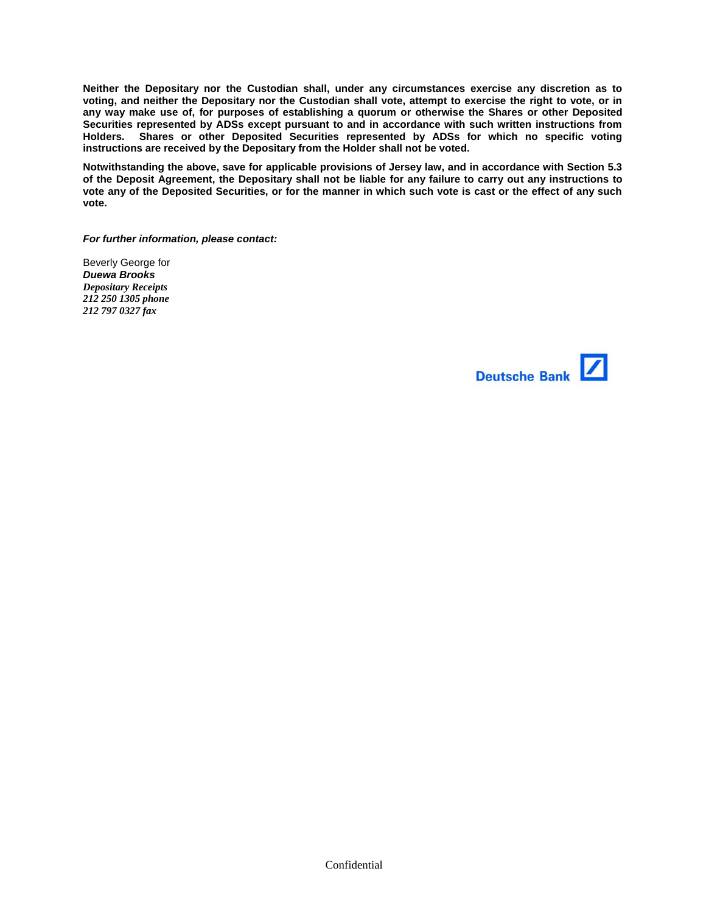**Neither the Depositary nor the Custodian shall, under any circumstances exercise any discretion as to voting, and neither the Depositary nor the Custodian shall vote, attempt to exercise the right to vote, or in any way make use of, for purposes of establishing a quorum or otherwise the Shares or other Deposited Securities represented by ADSs except pursuant to and in accordance with such written instructions from Holders. Shares or other Deposited Securities represented by ADSs for which no specific voting instructions are received by the Depositary from the Holder shall not be voted.**

**Notwithstanding the above, save for applicable provisions of Jersey law, and in accordance with Section 5.3 of the Deposit Agreement, the Depositary shall not be liable for any failure to carry out any instructions to vote any of the Deposited Securities, or for the manner in which such vote is cast or the effect of any such vote.**

***For further information, please contact:***

Beverly George for
***Duewa Brooks***
***Depositary Receipts***
***212 250 1305 phone***
***212 797 0327 fax***

Deutsche Bank

Confidential